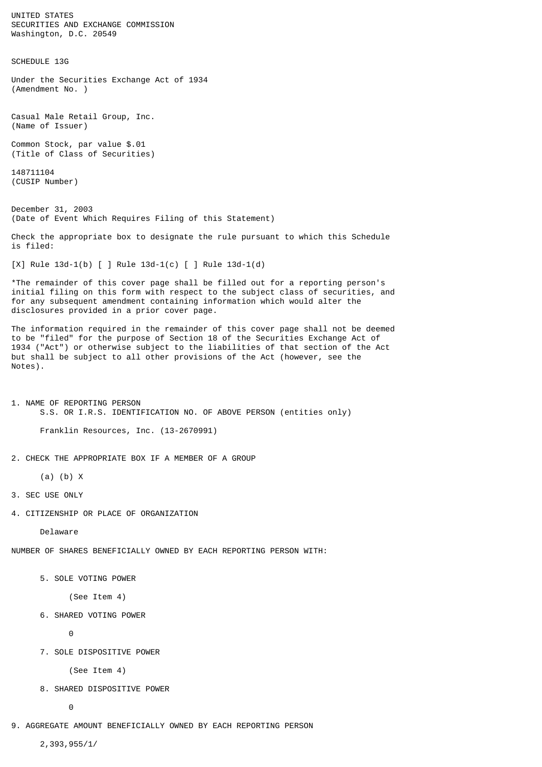UNITED STATES
SECURITIES AND EXCHANGE COMMISSION
Washington, D.C. 20549

# SCHEDULE 13G

Under the Securities Exchange Act of 1934
(Amendment No. )

Casual Male Retail Group, Inc.
(Name of Issuer)

Common Stock, par value $.01
(Title of Class of Securities)

148711104
(CUSIP Number)

December 31, 2003
(Date of Event Which Requires Filing of this Statement)

Check the appropriate box to designate the rule pursuant to which this Schedule is filed:

[X] Rule 13d-1(b) [ ] Rule 13d-1(c) [ ] Rule 13d-1(d)

*The remainder of this cover page shall be filled out for a reporting person's initial filing on this form with respect to the subject class of securities, and for any subsequent amendment containing information which would alter the disclosures provided in a prior cover page.

The information required in the remainder of this cover page shall not be deemed to be "filed" for the purpose of Section 18 of the Securities Exchange Act of 1934 ("Act") or otherwise subject to the liabilities of that section of the Act but shall be subject to all other provisions of the Act (however, see the Notes).

1. NAME OF REPORTING PERSON
   S.S. OR I.R.S. IDENTIFICATION NO. OF ABOVE PERSON (entities only)

   Franklin Resources, Inc. (13-2670991)

2. CHECK THE APPROPRIATE BOX IF A MEMBER OF A GROUP

   (a) (b) X

3. SEC USE ONLY

4. CITIZENSHIP OR PLACE OF ORGANIZATION

   Delaware

NUMBER OF SHARES BENEFICIALLY OWNED BY EACH REPORTING PERSON WITH:

5. SOLE VOTING POWER

   (See Item 4)

6. SHARED VOTING POWER

   0

7. SOLE DISPOSITIVE POWER

   (See Item 4)

8. SHARED DISPOSITIVE POWER

   0

9. AGGREGATE AMOUNT BENEFICIALLY OWNED BY EACH REPORTING PERSON

   2,393,955/1/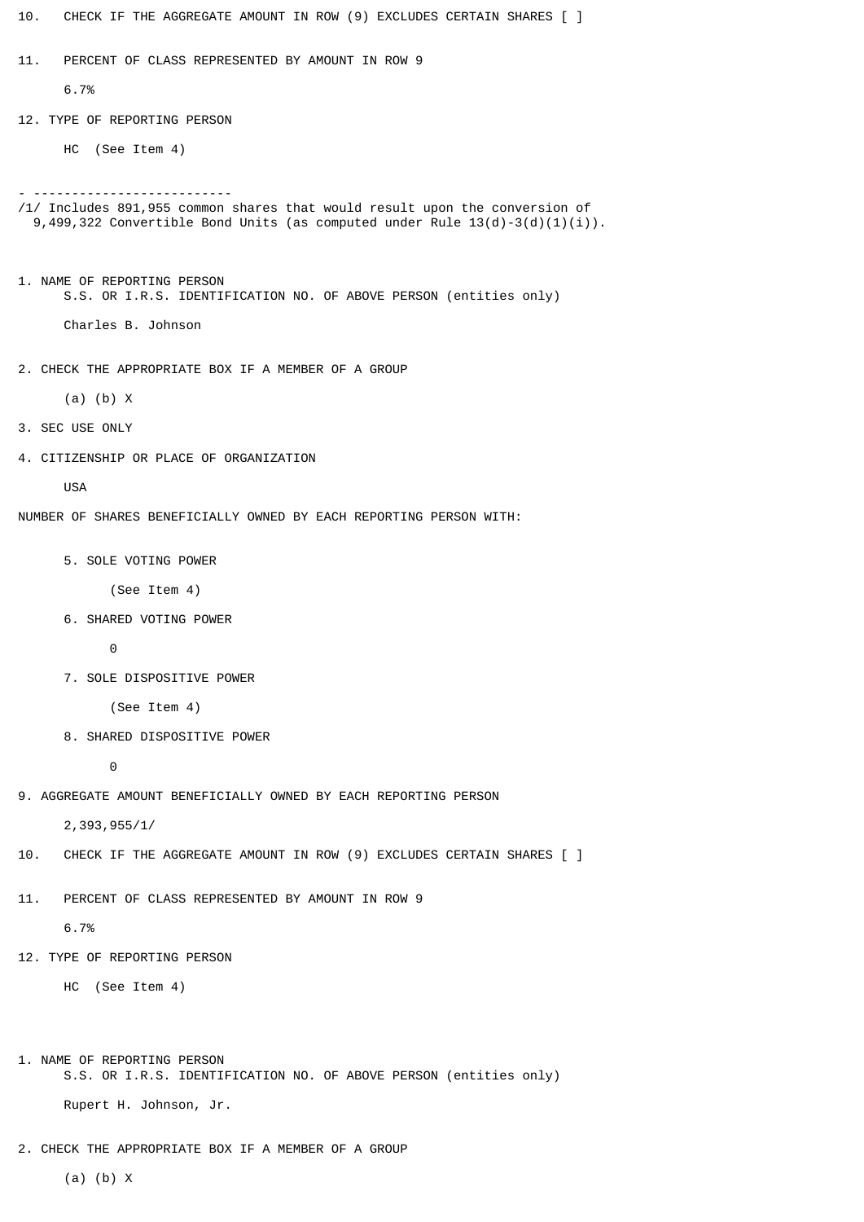10. CHECK IF THE AGGREGATE AMOUNT IN ROW (9) EXCLUDES CERTAIN SHARES [ ]

11. PERCENT OF CLASS REPRESENTED BY AMOUNT IN ROW 9

6.7%

12. TYPE OF REPORTING PERSON

HC (See Item 4)

- --------------------------

/1/ Includes 891,955 common shares that would result upon the conversion of 9,499,322 Convertible Bond Units (as computed under Rule 13(d)-3(d)(1)(i)).

1. NAME OF REPORTING PERSON
S.S. OR I.R.S. IDENTIFICATION NO. OF ABOVE PERSON (entities only)

Charles B. Johnson

2. CHECK THE APPROPRIATE BOX IF A MEMBER OF A GROUP

(a) (b) X

3. SEC USE ONLY

4. CITIZENSHIP OR PLACE OF ORGANIZATION

USA

NUMBER OF SHARES BENEFICIALLY OWNED BY EACH REPORTING PERSON WITH:

5. SOLE VOTING POWER

(See Item 4)

6. SHARED VOTING POWER

0

7. SOLE DISPOSITIVE POWER

(See Item 4)

8. SHARED DISPOSITIVE POWER

0

9. AGGREGATE AMOUNT BENEFICIALLY OWNED BY EACH REPORTING PERSON

2,393,955/1/

10. CHECK IF THE AGGREGATE AMOUNT IN ROW (9) EXCLUDES CERTAIN SHARES [ ]

11. PERCENT OF CLASS REPRESENTED BY AMOUNT IN ROW 9

6.7%

12. TYPE OF REPORTING PERSON

HC (See Item 4)

1. NAME OF REPORTING PERSON
S.S. OR I.R.S. IDENTIFICATION NO. OF ABOVE PERSON (entities only)

Rupert H. Johnson, Jr.

2. CHECK THE APPROPRIATE BOX IF A MEMBER OF A GROUP

(a) (b) X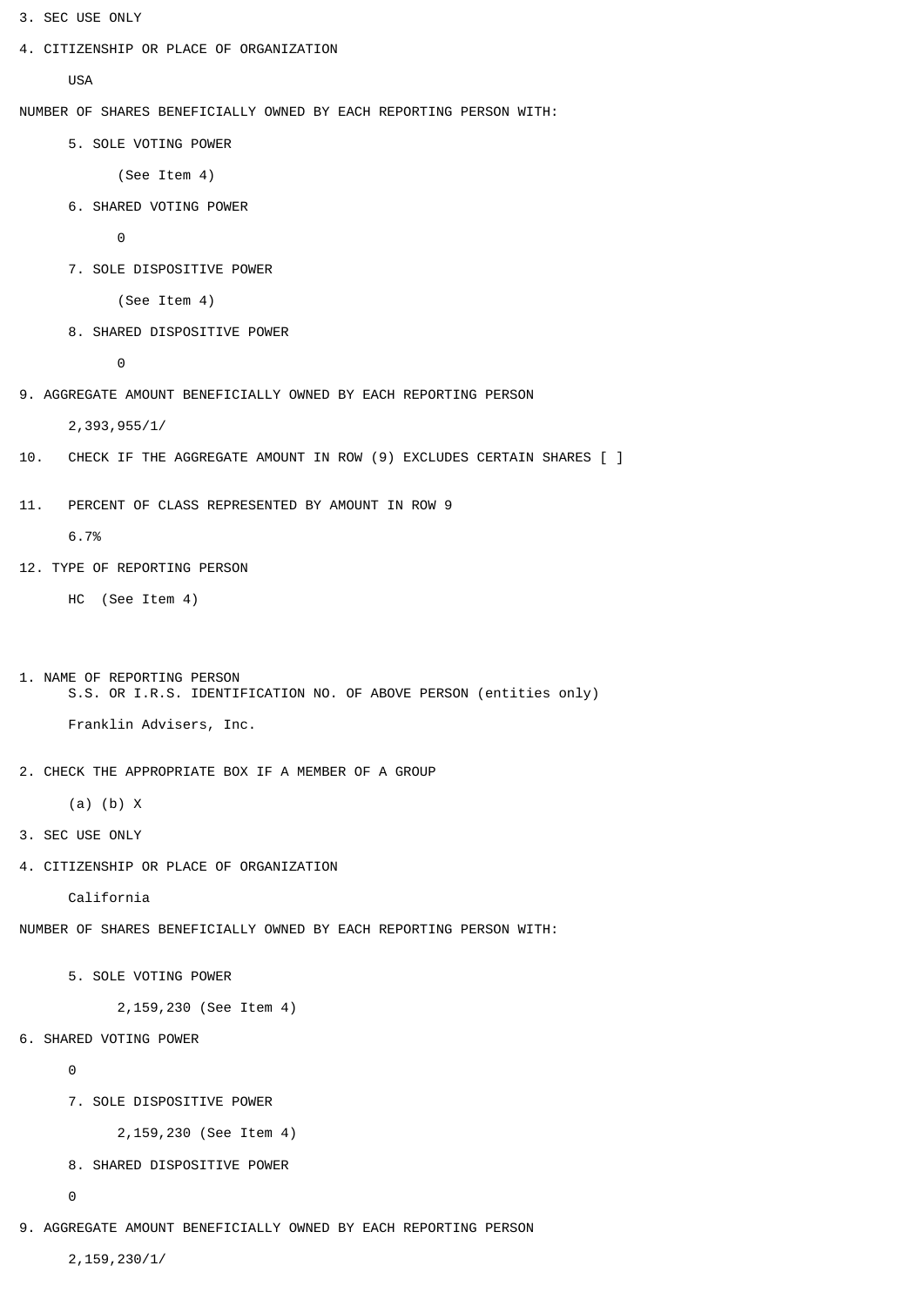3. SEC USE ONLY

4. CITIZENSHIP OR PLACE OF ORGANIZATION

USA

NUMBER OF SHARES BENEFICIALLY OWNED BY EACH REPORTING PERSON WITH:

5. SOLE VOTING POWER

(See Item 4)

6. SHARED VOTING POWER

0

7. SOLE DISPOSITIVE POWER

(See Item 4)

8. SHARED DISPOSITIVE POWER

0

9. AGGREGATE AMOUNT BENEFICIALLY OWNED BY EACH REPORTING PERSON

2,393,955/1/

10. CHECK IF THE AGGREGATE AMOUNT IN ROW (9) EXCLUDES CERTAIN SHARES [ ]

11. PERCENT OF CLASS REPRESENTED BY AMOUNT IN ROW 9

6.7%

12. TYPE OF REPORTING PERSON

HC (See Item 4)

1. NAME OF REPORTING PERSON
S.S. OR I.R.S. IDENTIFICATION NO. OF ABOVE PERSON (entities only)

Franklin Advisers, Inc.

2. CHECK THE APPROPRIATE BOX IF A MEMBER OF A GROUP

(a) (b) X

3. SEC USE ONLY

4. CITIZENSHIP OR PLACE OF ORGANIZATION

California

NUMBER OF SHARES BENEFICIALLY OWNED BY EACH REPORTING PERSON WITH:

5. SOLE VOTING POWER

2,159,230 (See Item 4)

6. SHARED VOTING POWER

0

7. SOLE DISPOSITIVE POWER

2,159,230 (See Item 4)

8. SHARED DISPOSITIVE POWER

0

9. AGGREGATE AMOUNT BENEFICIALLY OWNED BY EACH REPORTING PERSON

2,159,230/1/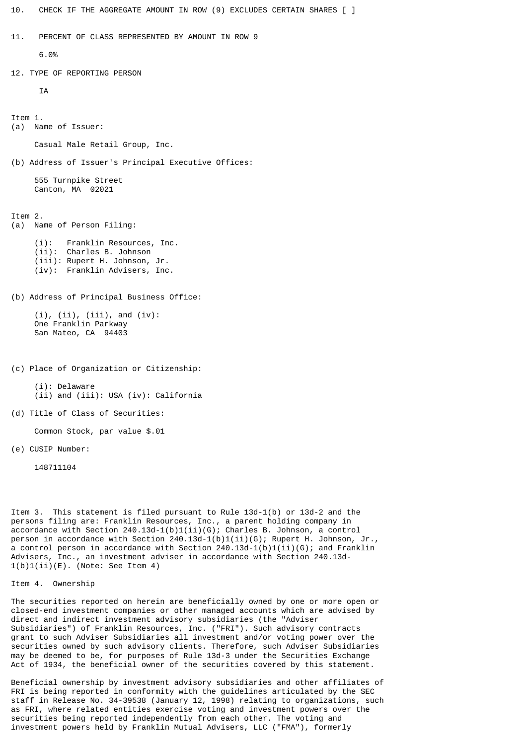10. CHECK IF THE AGGREGATE AMOUNT IN ROW (9) EXCLUDES CERTAIN SHARES [ ]

11. PERCENT OF CLASS REPRESENTED BY AMOUNT IN ROW 9

6.0%

12. TYPE OF REPORTING PERSON

IA

Item 1.
(a) Name of Issuer:

Casual Male Retail Group, Inc.

(b) Address of Issuer's Principal Executive Offices:

555 Turnpike Street
Canton, MA 02021

Item 2.
(a) Name of Person Filing:

(i): Franklin Resources, Inc.
(ii): Charles B. Johnson
(iii): Rupert H. Johnson, Jr.
(iv): Franklin Advisers, Inc.

(b) Address of Principal Business Office:

(i), (ii), (iii), and (iv):
One Franklin Parkway
San Mateo, CA 94403

(c) Place of Organization or Citizenship:

(i): Delaware
(ii) and (iii): USA (iv): California

(d) Title of Class of Securities:

Common Stock, par value $.01

(e) CUSIP Number:

148711104

Item 3. This statement is filed pursuant to Rule 13d-1(b) or 13d-2 and the persons filing are: Franklin Resources, Inc., a parent holding company in accordance with Section 240.13d-1(b)1(ii)(G); Charles B. Johnson, a control person in accordance with Section 240.13d-1(b)1(ii)(G); Rupert H. Johnson, Jr., a control person in accordance with Section 240.13d-1(b)1(ii)(G); and Franklin Advisers, Inc., an investment adviser in accordance with Section 240.13d-1(b)1(ii)(E). (Note: See Item 4)

Item 4. Ownership

The securities reported on herein are beneficially owned by one or more open or closed-end investment companies or other managed accounts which are advised by direct and indirect investment advisory subsidiaries (the "Adviser Subsidiaries") of Franklin Resources, Inc. ("FRI"). Such advisory contracts grant to such Adviser Subsidiaries all investment and/or voting power over the securities owned by such advisory clients. Therefore, such Adviser Subsidiaries may be deemed to be, for purposes of Rule 13d-3 under the Securities Exchange Act of 1934, the beneficial owner of the securities covered by this statement.

Beneficial ownership by investment advisory subsidiaries and other affiliates of FRI is being reported in conformity with the guidelines articulated by the SEC staff in Release No. 34-39538 (January 12, 1998) relating to organizations, such as FRI, where related entities exercise voting and investment powers over the securities being reported independently from each other. The voting and investment powers held by Franklin Mutual Advisers, LLC ("FMA"), formerly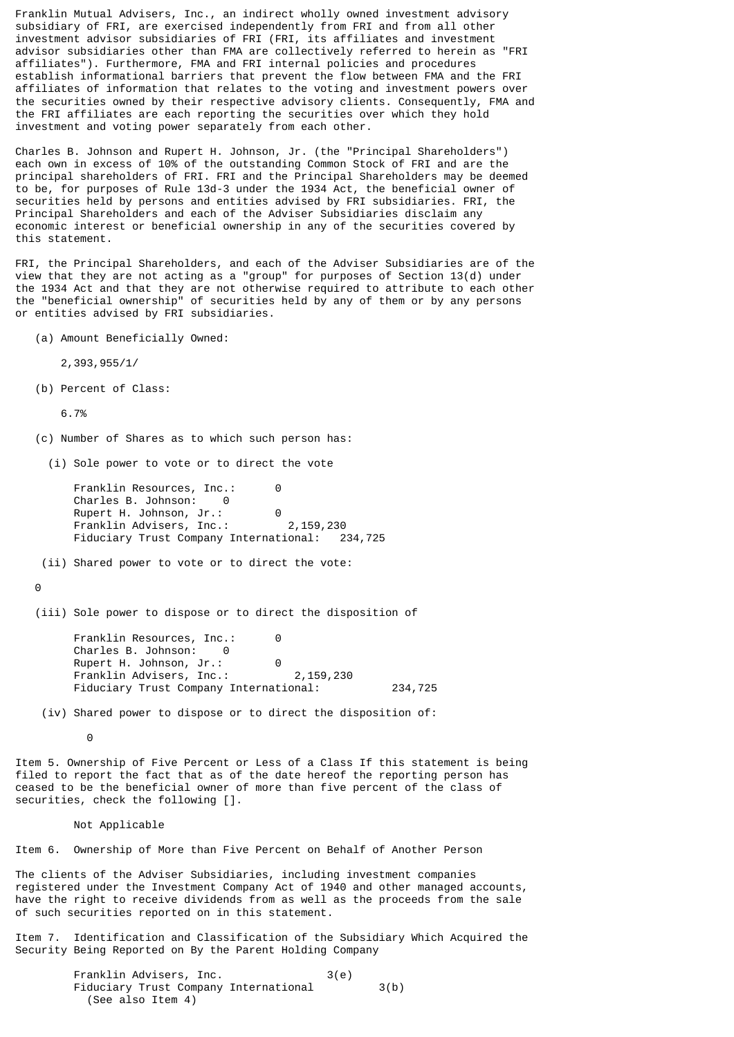Franklin Mutual Advisers, Inc., an indirect wholly owned investment advisory subsidiary of FRI, are exercised independently from FRI and from all other investment advisor subsidiaries of FRI (FRI, its affiliates and investment advisor subsidiaries other than FMA are collectively referred to herein as "FRI affiliates"). Furthermore, FMA and FRI internal policies and procedures establish informational barriers that prevent the flow between FMA and the FRI affiliates of information that relates to the voting and investment powers over the securities owned by their respective advisory clients. Consequently, FMA and the FRI affiliates are each reporting the securities over which they hold investment and voting power separately from each other.

Charles B. Johnson and Rupert H. Johnson, Jr. (the "Principal Shareholders") each own in excess of 10% of the outstanding Common Stock of FRI and are the principal shareholders of FRI. FRI and the Principal Shareholders may be deemed to be, for purposes of Rule 13d-3 under the 1934 Act, the beneficial owner of securities held by persons and entities advised by FRI subsidiaries. FRI, the Principal Shareholders and each of the Adviser Subsidiaries disclaim any economic interest or beneficial ownership in any of the securities covered by this statement.

FRI, the Principal Shareholders, and each of the Adviser Subsidiaries are of the view that they are not acting as a "group" for purposes of Section 13(d) under the 1934 Act and that they are not otherwise required to attribute to each other the "beneficial ownership" of securities held by any of them or by any persons or entities advised by FRI subsidiaries.

(a) Amount Beneficially Owned:

2,393,955/1/

(b) Percent of Class:

6.7%

(c) Number of Shares as to which such person has:

(i) Sole power to vote or to direct the vote

Franklin Resources, Inc.: 0
Charles B. Johnson: 0
Rupert H. Johnson, Jr.: 0
Franklin Advisers, Inc.: 2,159,230
Fiduciary Trust Company International: 234,725

(ii) Shared power to vote or to direct the vote:

0

(iii) Sole power to dispose or to direct the disposition of

Franklin Resources, Inc.: 0
Charles B. Johnson: 0
Rupert H. Johnson, Jr.: 0
Franklin Advisers, Inc.: 2,159,230
Fiduciary Trust Company International: 234,725

(iv) Shared power to dispose or to direct the disposition of:

0

Item 5. Ownership of Five Percent or Less of a Class If this statement is being filed to report the fact that as of the date hereof the reporting person has ceased to be the beneficial owner of more than five percent of the class of securities, check the following [].

Not Applicable

Item 6. Ownership of More than Five Percent on Behalf of Another Person

The clients of the Adviser Subsidiaries, including investment companies registered under the Investment Company Act of 1940 and other managed accounts, have the right to receive dividends from as well as the proceeds from the sale of such securities reported on in this statement.

Item 7. Identification and Classification of the Subsidiary Which Acquired the Security Being Reported on By the Parent Holding Company

Franklin Advisers, Inc. 3(e)
Fiduciary Trust Company International 3(b)
(See also Item 4)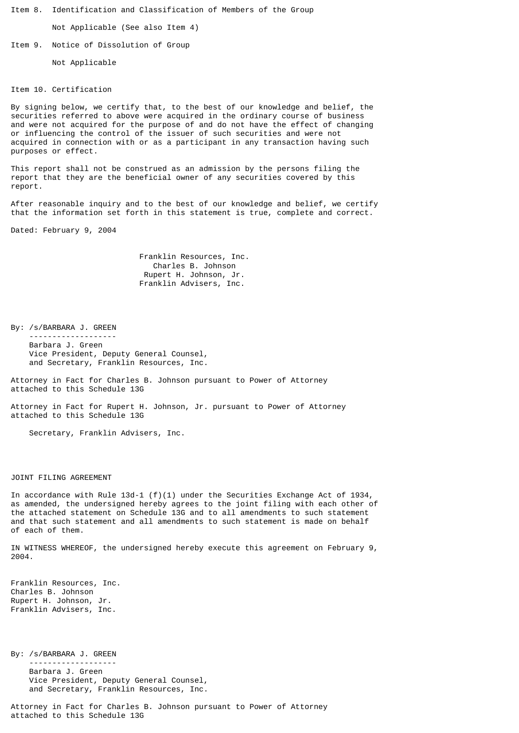Item 8. Identification and Classification of Members of the Group

Not Applicable (See also Item 4)

Item 9. Notice of Dissolution of Group

Not Applicable

Item 10. Certification

By signing below, we certify that, to the best of our knowledge and belief, the securities referred to above were acquired in the ordinary course of business and were not acquired for the purpose of and do not have the effect of changing or influencing the control of the issuer of such securities and were not acquired in connection with or as a participant in any transaction having such purposes or effect.

This report shall not be construed as an admission by the persons filing the report that they are the beneficial owner of any securities covered by this report.

After reasonable inquiry and to the best of our knowledge and belief, we certify that the information set forth in this statement is true, complete and correct.

Dated: February 9, 2004

Franklin Resources, Inc.
Charles B. Johnson
Rupert H. Johnson, Jr.
Franklin Advisers, Inc.

By: /s/BARBARA J. GREEN
-------------------
Barbara J. Green
Vice President, Deputy General Counsel, and Secretary, Franklin Resources, Inc.

Attorney in Fact for Charles B. Johnson pursuant to Power of Attorney attached to this Schedule 13G

Attorney in Fact for Rupert H. Johnson, Jr. pursuant to Power of Attorney attached to this Schedule 13G

Secretary, Franklin Advisers, Inc.

JOINT FILING AGREEMENT

In accordance with Rule 13d-1 (f)(1) under the Securities Exchange Act of 1934, as amended, the undersigned hereby agrees to the joint filing with each other of the attached statement on Schedule 13G and to all amendments to such statement and that such statement and all amendments to such statement is made on behalf of each of them.

IN WITNESS WHEREOF, the undersigned hereby execute this agreement on February 9, 2004.

Franklin Resources, Inc.
Charles B. Johnson
Rupert H. Johnson, Jr.
Franklin Advisers, Inc.

By: /s/BARBARA J. GREEN
-------------------
Barbara J. Green
Vice President, Deputy General Counsel, and Secretary, Franklin Resources, Inc.

Attorney in Fact for Charles B. Johnson pursuant to Power of Attorney attached to this Schedule 13G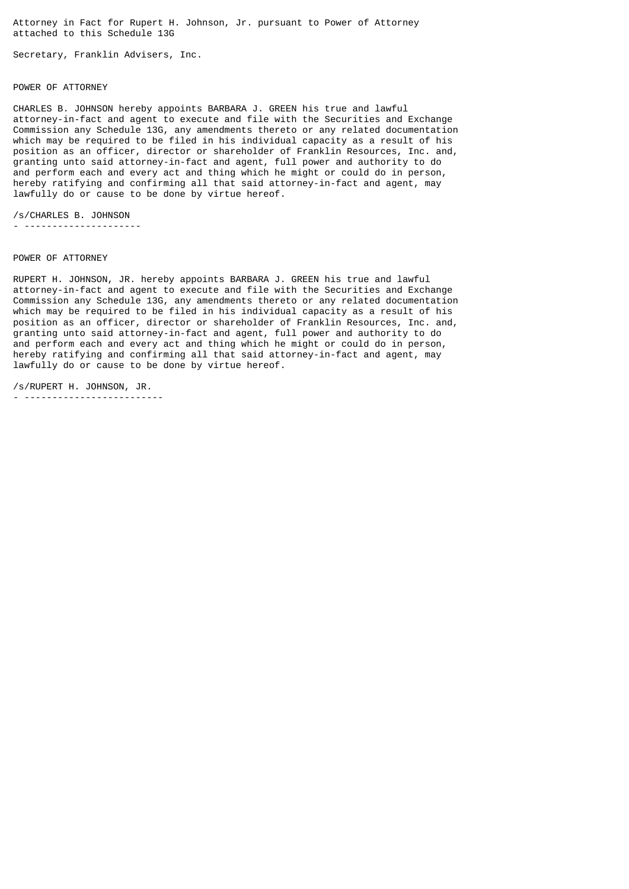Attorney in Fact for Rupert H. Johnson, Jr. pursuant to Power of Attorney attached to this Schedule 13G

Secretary, Franklin Advisers, Inc.

POWER OF ATTORNEY

CHARLES B. JOHNSON hereby appoints BARBARA J. GREEN his true and lawful attorney-in-fact and agent to execute and file with the Securities and Exchange Commission any Schedule 13G, any amendments thereto or any related documentation which may be required to be filed in his individual capacity as a result of his position as an officer, director or shareholder of Franklin Resources, Inc. and, granting unto said attorney-in-fact and agent, full power and authority to do and perform each and every act and thing which he might or could do in person, hereby ratifying and confirming all that said attorney-in-fact and agent, may lawfully do or cause to be done by virtue hereof.

/s/CHARLES B. JOHNSON

POWER OF ATTORNEY

RUPERT H. JOHNSON, JR. hereby appoints BARBARA J. GREEN his true and lawful attorney-in-fact and agent to execute and file with the Securities and Exchange Commission any Schedule 13G, any amendments thereto or any related documentation which may be required to be filed in his individual capacity as a result of his position as an officer, director or shareholder of Franklin Resources, Inc. and, granting unto said attorney-in-fact and agent, full power and authority to do and perform each and every act and thing which he might or could do in person, hereby ratifying and confirming all that said attorney-in-fact and agent, may lawfully do or cause to be done by virtue hereof.

/s/RUPERT H. JOHNSON, JR.